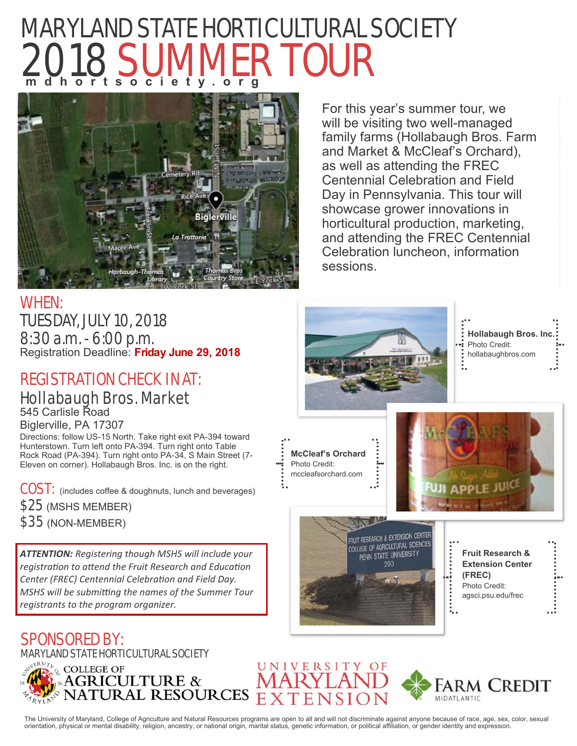# MARYLAND STATE HORTICULTURAL SOCIETY

# 2018 SUMMER TOUR

mdhortsociety.org

For this year's summer tour, we will be visiting two well-managed family farms (Hollabaugh Bros. Farm and Market & McCleaf's Orchard), as well as attending the FREC Centennial Celebration and Field Day in Pennsylvania. This tour will showcase grower innovations in horticultural production, marketing, and attending the FREC Centennial Celebration luncheon, information sessions.

## WHEN:

TUESDAY, JULY 10, 2018
8:30 a.m. - 6:00 p.m.
Registration Deadline: **Friday June 29, 2018**

## REGISTRATION CHECK IN AT:

Hollabaugh Bros. Market
545 Carlisle Road
Biglerville, PA 17307

Directions: follow US-15 North. Take right exit PA-394 toward Hunterstown. Turn left onto PA-394. Turn right onto Table Rock Road (PA-394). Turn right onto PA-34, S Main Street (7-Eleven on corner). Hollabaugh Bros. Inc. is on the right.

## COST: (includes coffee & doughnuts, lunch and beverages)

$25 (MSHS MEMBER)
$35 (NON-MEMBER)

***ATTENTION:*** *Registering though MSHS will include your registration to attend the Fruit Research and Education Center (FREC) Centennial Celebration and Field Day. MSHS will be submitting the names of the Summer Tour registrants to the program organizer.*

**Hollabaugh Bros. Inc.**
Photo Credit: hollabaughbros.com

**McCleaf's Orchard**
Photo Credit: mccleafsorchard.com

**Fruit Research & Extension Center (FREC)**
Photo Credit: agsci.psu.edu/frec

## SPONSORED BY:

MARYLAND STATE HORTICULTURAL SOCIETY

COLLEGE OF AGRICULTURE & NATURAL RESOURCES

UNIVERSITY OF MARYLAND EXTENSION

FARM CREDIT MIDATLANTIC

The University of Maryland, College of Agriculture and Natural Resources programs are open to all and will not discriminate against anyone because of race, age, sex, color, sexual orientation, physical or mental disability, religion, ancestry, or national origin, marital status, genetic information, or political affiliation, or gender identity and expression.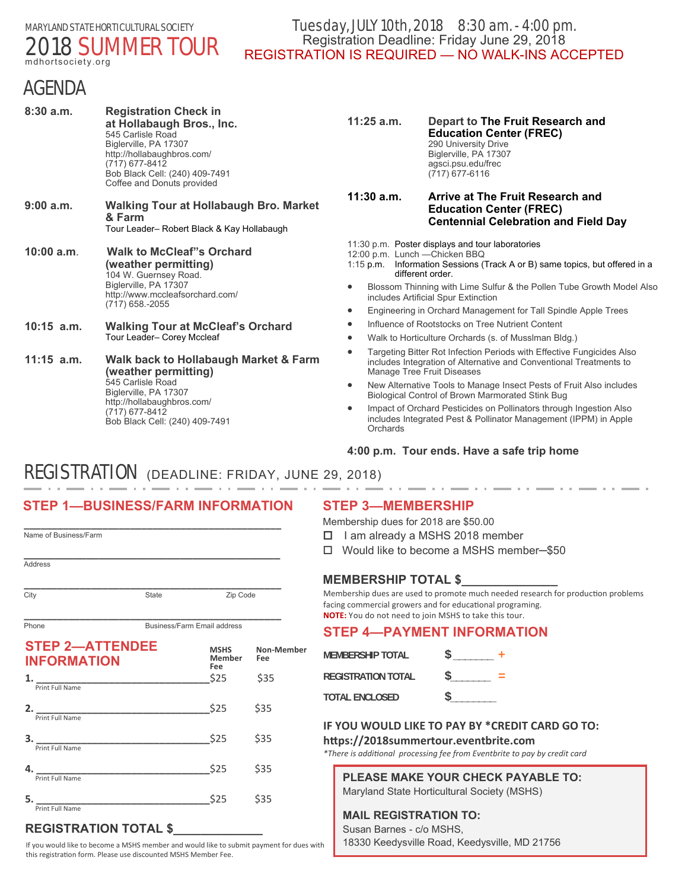MARYLAND STATE HORTICULTURAL SOCIETY

# 2018 SUMMER TOUR

mdhortsociety.org

Tuesday, JULY 10th, 2018 8:30 am. - 4:00 pm.
Registration Deadline: Friday June 29, 2018
REGISTRATION IS REQUIRED — NO WALK-INS ACCEPTED

## AGENDA

**8:30 a.m.** **Registration Check in at Hollabaugh Bros., Inc.**
545 Carlisle Road
Biglerville, PA 17307
http://hollabaughbros.com/
(717) 677-8412
Bob Black Cell: (240) 409-7491
Coffee and Donuts provided

**9:00 a.m.** **Walking Tour at Hollabaugh Bro. Market & Farm**
Tour Leader– Robert Black & Kay Hollabaugh

**10:00 a.m.** **Walk to McCleaf"s Orchard (weather permitting)**
104 W. Guernsey Road.
Biglerville, PA 17307
http://www.mccleafsorchard.com/
(717) 658.-2055

**10:15 a.m.** **Walking Tour at McCleaf's Orchard**
Tour Leader– Corey Mccleaf

**11:15 a.m.** **Walk back to Hollabaugh Market & Farm (weather permitting)**
545 Carlisle Road
Biglerville, PA 17307
http://hollabaughbros.com/
(717) 677-8412
Bob Black Cell: (240) 409-7491

**11:25 a.m.** **Depart to The Fruit Research and Education Center (FREC)**
290 University Drive
Biglerville, PA 17307
agsci.psu.edu/frec
(717) 677-6116

**11:30 a.m.** **Arrive at The Fruit Research and Education Center (FREC) Centennial Celebration and Field Day**

11:30 p.m. Poster displays and tour laboratories
12:00 p.m. Lunch —Chicken BBQ
1:15 p.m. Information Sessions (Track A or B) same topics, but offered in a different order.

- Blossom Thinning with Lime Sulfur & the Pollen Tube Growth Model Also includes Artificial Spur Extinction
- Engineering in Orchard Management for Tall Spindle Apple Trees
- Influence of Rootstocks on Tree Nutrient Content
- Walk to Horticulture Orchards (s. of Musslman Bldg.)
- Targeting Bitter Rot Infection Periods with Effective Fungicides Also includes Integration of Alternative and Conventional Treatments to Manage Tree Fruit Diseases
- New Alternative Tools to Manage Insect Pests of Fruit Also includes Biological Control of Brown Marmorated Stink Bug
- Impact of Orchard Pesticides on Pollinators through Ingestion Also includes Integrated Pest & Pollinator Management (IPPM) in Apple Orchards

**4:00 p.m. Tour ends. Have a safe trip home**

## REGISTRATION (DEADLINE: FRIDAY, JUNE 29, 2018)

### STEP 1—BUSINESS/FARM INFORMATION

______________________________________
Name of Business/Farm

______________________________________
Address

______________________________________
City State Zip Code

______________________________________
Phone Business/Farm Email address

### STEP 2—ATTENDEE INFORMATION

| | MSHS Member Fee | Non-Member Fee |
|---|---|---|
| 1. ____________________ Print Full Name | $25 | $35 |
| 2. ____________________ Print Full Name | $25 | $35 |
| 3. ____________________ Print Full Name | $25 | $35 |
| 4. ____________________ Print Full Name | $25 | $35 |
| 5. ____________________ Print Full Name | $25 | $35 |

**REGISTRATION TOTAL $____________**

If you would like to become a MSHS member and would like to submit payment for dues with this registration form. Please use discounted MSHS Member Fee.

### STEP 3—MEMBERSHIP

Membership dues for 2018 are $50.00

- ☐ I am already a MSHS 2018 member
- ☐ Would like to become a MSHS member–$50

**MEMBERSHIP TOTAL $____________**

Membership dues are used to promote much needed research for production problems facing commercial growers and for educational programing.
**NOTE:** You do not need to join MSHS to take this tour.

### STEP 4—PAYMENT INFORMATION

| | | |
|---|---|---|
| MEMBERSHIP TOTAL | $_______ | + |
| REGISTRATION TOTAL | $_______ | = |
| TOTAL ENCLOSED | $_______ | |

**IF YOU WOULD LIKE TO PAY BY *CREDIT CARD GO TO:**
**https://2018summertour.eventbrite.com**
*\*There is additional processing fee from Eventbrite to pay by credit card*

**PLEASE MAKE YOUR CHECK PAYABLE TO:**
Maryland State Horticultural Society (MSHS)

**MAIL REGISTRATION TO:**
Susan Barnes - c/o MSHS,
18330 Keedysville Road, Keedysville, MD 21756